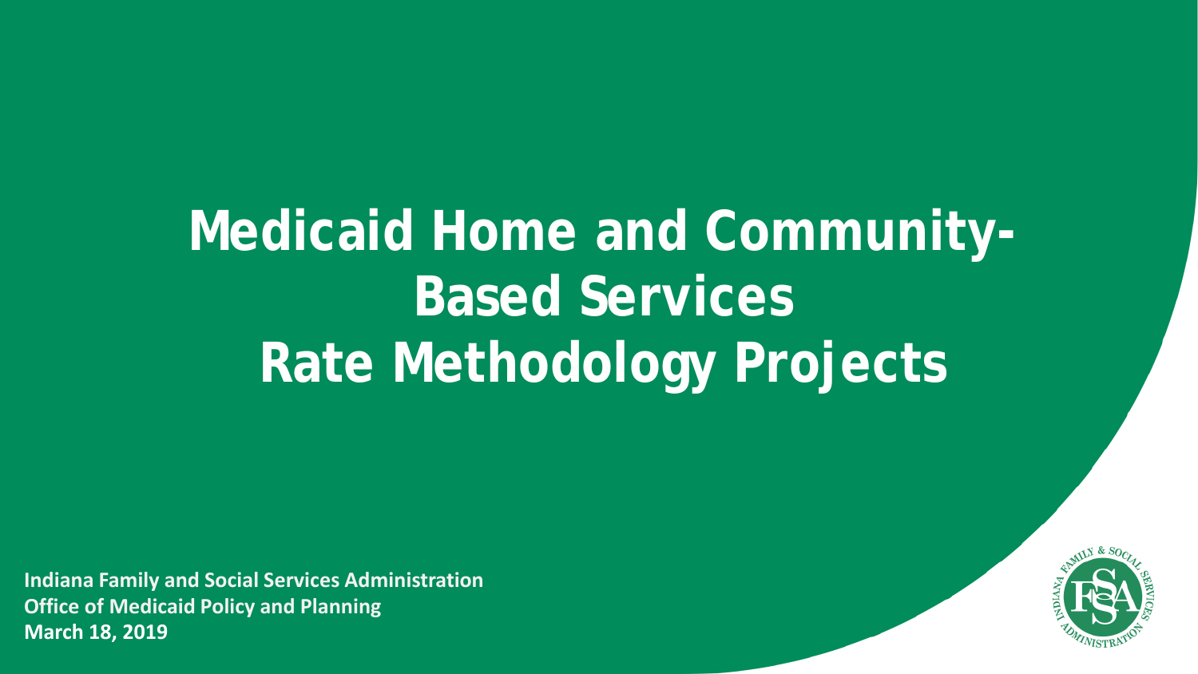# Medicaid Home and Community-Based Services Rate Methodology Projects

**Indiana Family and Social Services Administration**
**Office of Medicaid Policy and Planning**
**March 18, 2019**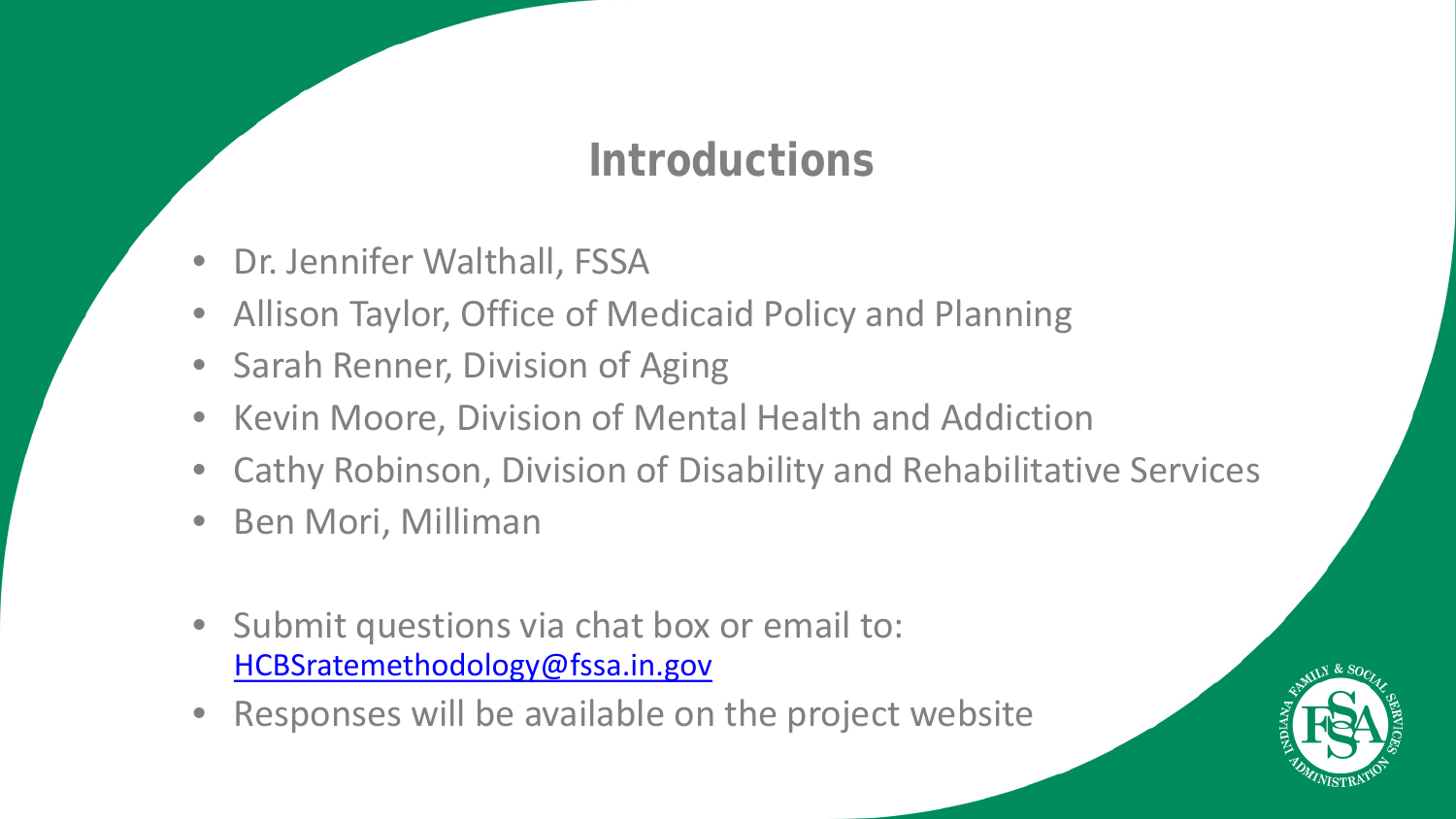# Introductions

- Dr. Jennifer Walthall, FSSA
- Allison Taylor, Office of Medicaid Policy and Planning
- Sarah Renner, Division of Aging
- Kevin Moore, Division of Mental Health and Addiction
- Cathy Robinson, Division of Disability and Rehabilitative Services
- Ben Mori, Milliman

- Submit questions via chat box or email to: HCBSratemethodology@fssa.in.gov
- Responses will be available on the project website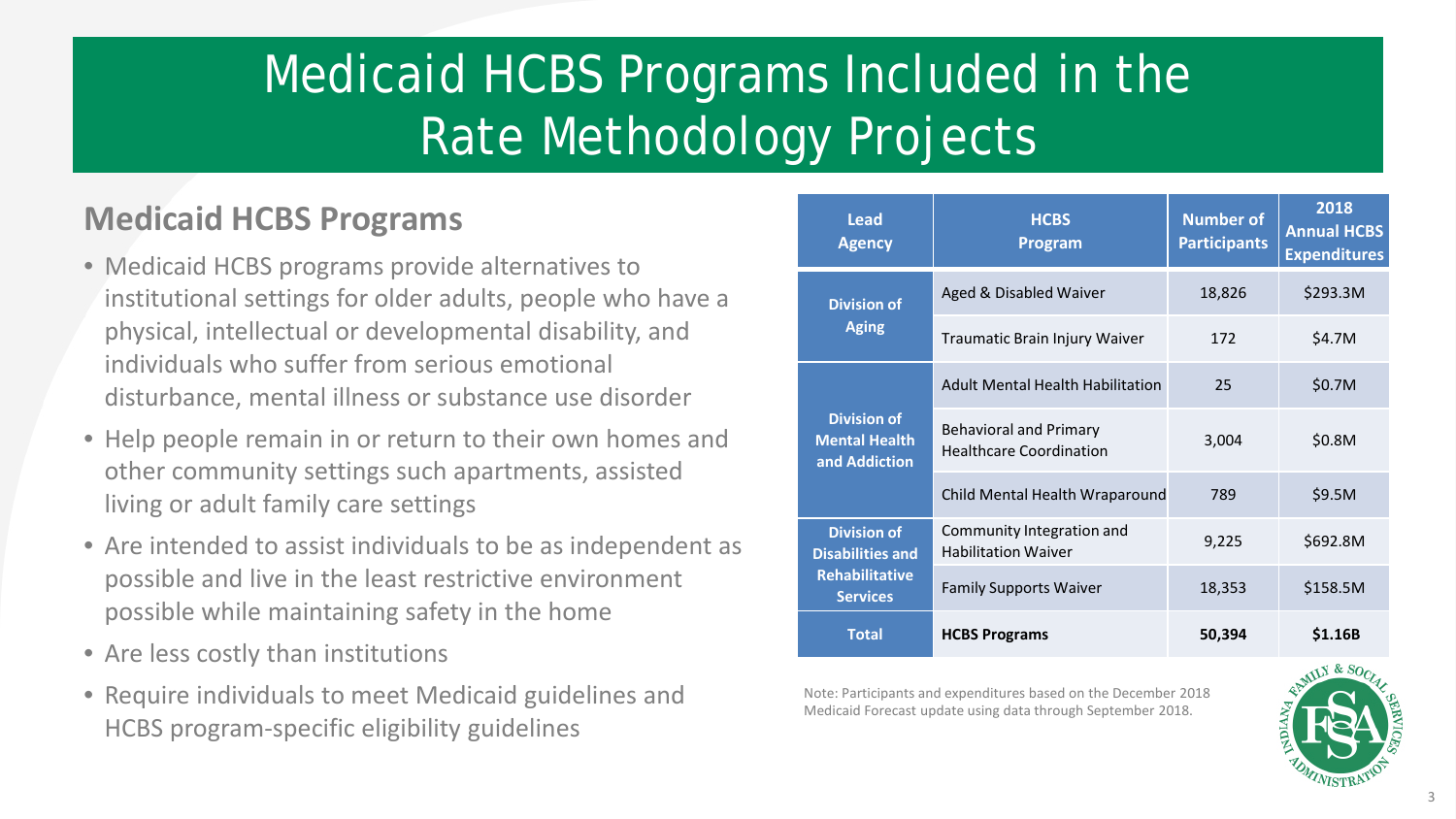# Medicaid HCBS Programs Included in the Rate Methodology Projects

## Medicaid HCBS Programs

- Medicaid HCBS programs provide alternatives to institutional settings for older adults, people who have a physical, intellectual or developmental disability, and individuals who suffer from serious emotional disturbance, mental illness or substance use disorder
- Help people remain in or return to their own homes and other community settings such apartments, assisted living or adult family care settings
- Are intended to assist individuals to be as independent as possible and live in the least restrictive environment possible while maintaining safety in the home
- Are less costly than institutions
- Require individuals to meet Medicaid guidelines and HCBS program-specific eligibility guidelines

| Lead Agency | HCBS Program | Number of Participants | 2018 Annual HCBS Expenditures |
|---|---|---|---|
| Division of Aging | Aged & Disabled Waiver | 18,826 | $293.3M |
| | Traumatic Brain Injury Waiver | 172 | $4.7M |
| Division of Mental Health and Addiction | Adult Mental Health Habilitation | 25 | $0.7M |
| | Behavioral and Primary Healthcare Coordination | 3,004 | $0.8M |
| | Child Mental Health Wraparound | 789 | $9.5M |
| Division of Disabilities and Rehabilitative Services | Community Integration and Habilitation Waiver | 9,225 | $692.8M |
| | Family Supports Waiver | 18,353 | $158.5M |
| **Total** | **HCBS Programs** | **50,394** | **$1.16B** |

Note: Participants and expenditures based on the December 2018 Medicaid Forecast update using data through September 2018.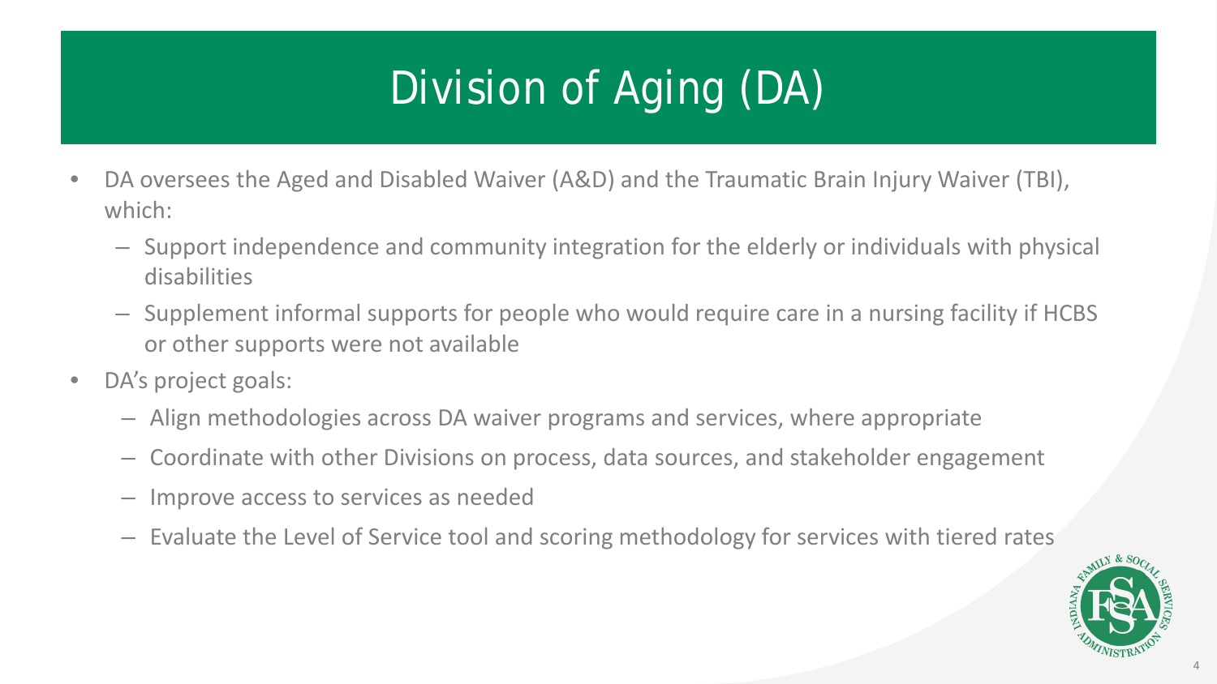# Division of Aging (DA)

- DA oversees the Aged and Disabled Waiver (A&D) and the Traumatic Brain Injury Waiver (TBI), which:
  - Support independence and community integration for the elderly or individuals with physical disabilities
  - Supplement informal supports for people who would require care in a nursing facility if HCBS or other supports were not available
- DA's project goals:
  - Align methodologies across DA waiver programs and services, where appropriate
  - Coordinate with other Divisions on process, data sources, and stakeholder engagement
  - Improve access to services as needed
  - Evaluate the Level of Service tool and scoring methodology for services with tiered rates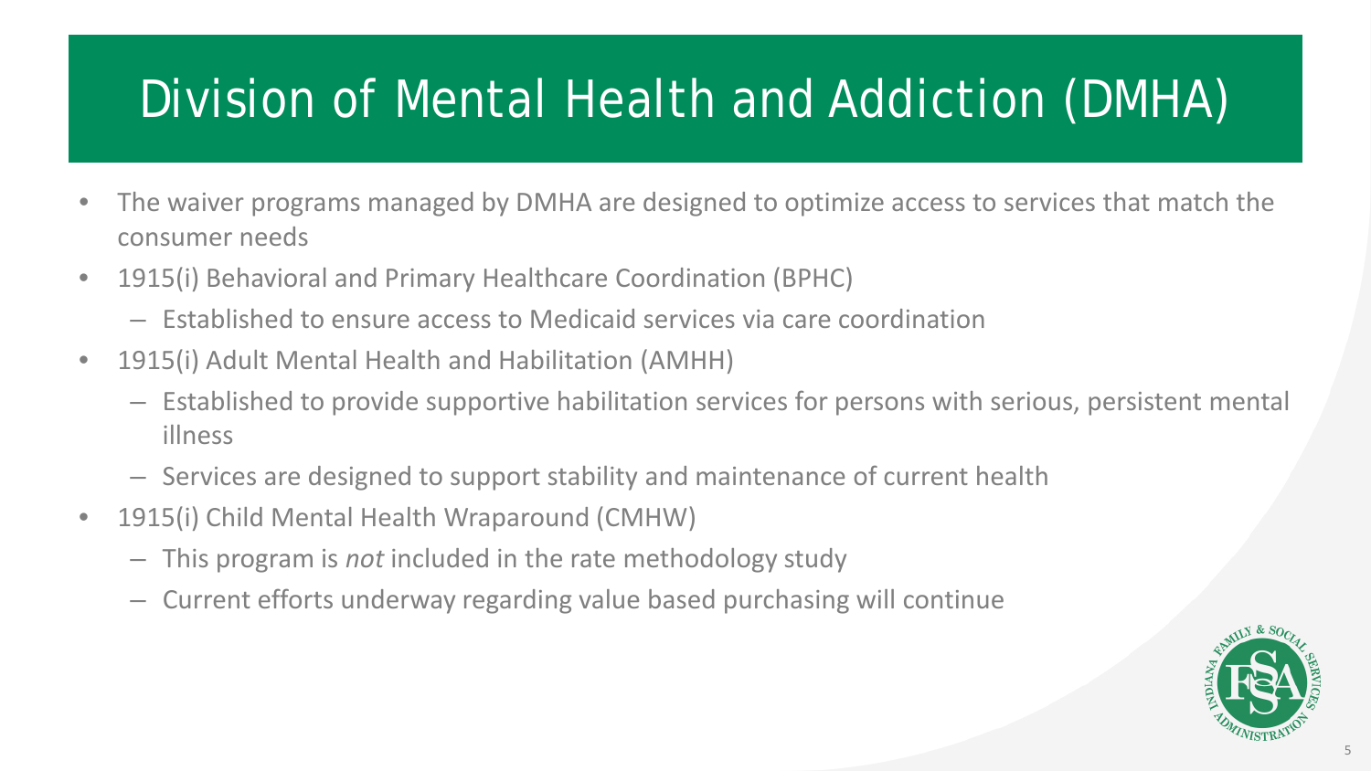# Division of Mental Health and Addiction (DMHA)

- The waiver programs managed by DMHA are designed to optimize access to services that match the consumer needs
- 1915(i) Behavioral and Primary Healthcare Coordination (BPHC)
  - Established to ensure access to Medicaid services via care coordination
- 1915(i) Adult Mental Health and Habilitation (AMHH)
  - Established to provide supportive habilitation services for persons with serious, persistent mental illness
  - Services are designed to support stability and maintenance of current health
- 1915(i) Child Mental Health Wraparound (CMHW)
  - This program is *not* included in the rate methodology study
  - Current efforts underway regarding value based purchasing will continue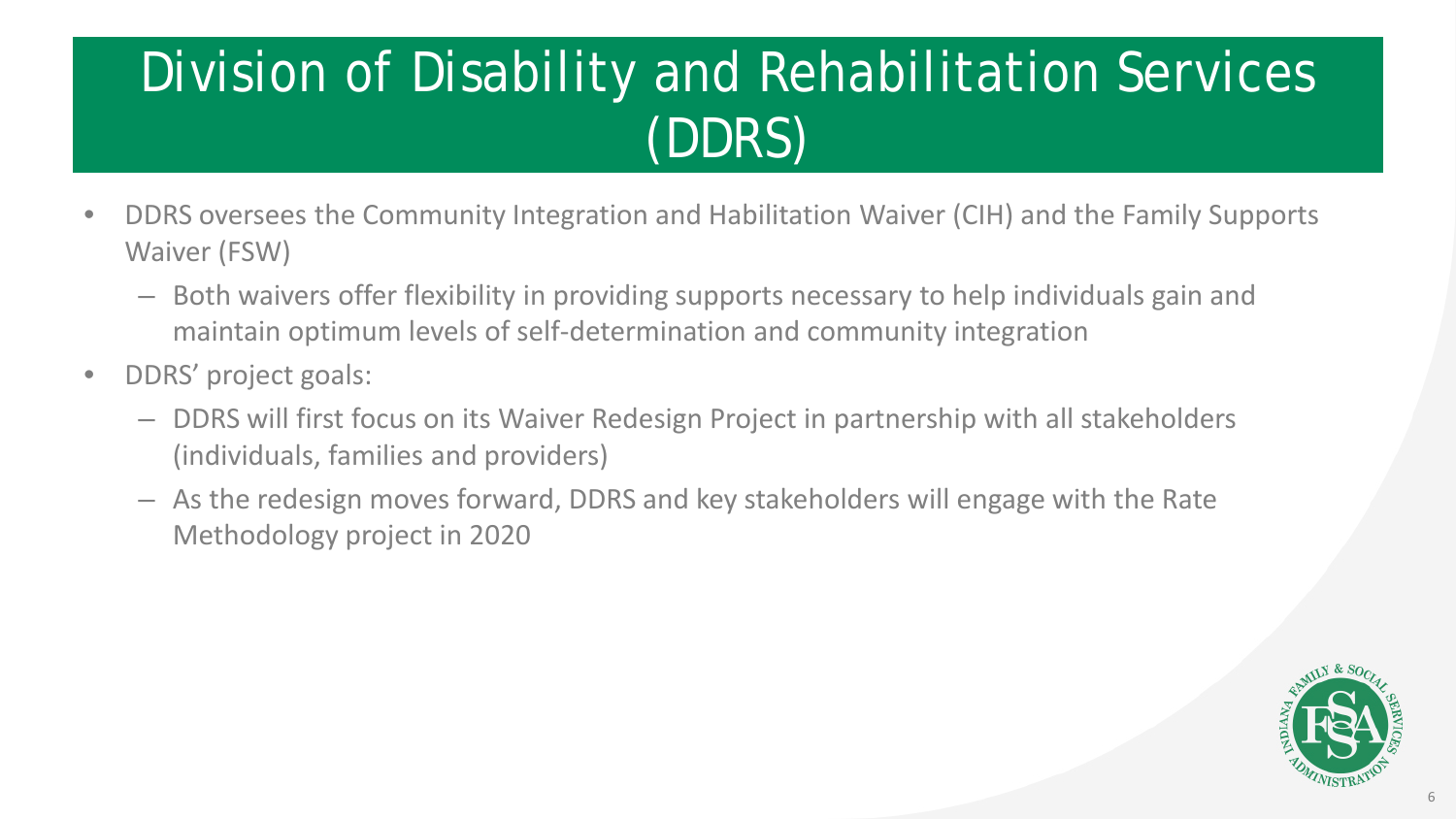# Division of Disability and Rehabilitation Services (DDRS)

- DDRS oversees the Community Integration and Habilitation Waiver (CIH) and the Family Supports Waiver (FSW)
  - Both waivers offer flexibility in providing supports necessary to help individuals gain and maintain optimum levels of self-determination and community integration
- DDRS' project goals:
  - DDRS will first focus on its Waiver Redesign Project in partnership with all stakeholders (individuals, families and providers)
  - As the redesign moves forward, DDRS and key stakeholders will engage with the Rate Methodology project in 2020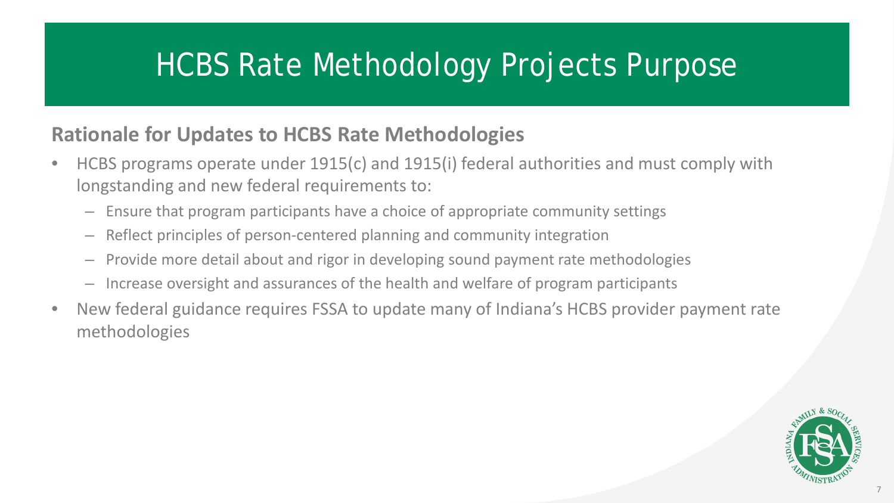# HCBS Rate Methodology Projects Purpose

## Rationale for Updates to HCBS Rate Methodologies

- HCBS programs operate under 1915(c) and 1915(i) federal authorities and must comply with longstanding and new federal requirements to:
  - Ensure that program participants have a choice of appropriate community settings
  - Reflect principles of person-centered planning and community integration
  - Provide more detail about and rigor in developing sound payment rate methodologies
  - Increase oversight and assurances of the health and welfare of program participants
- New federal guidance requires FSSA to update many of Indiana's HCBS provider payment rate methodologies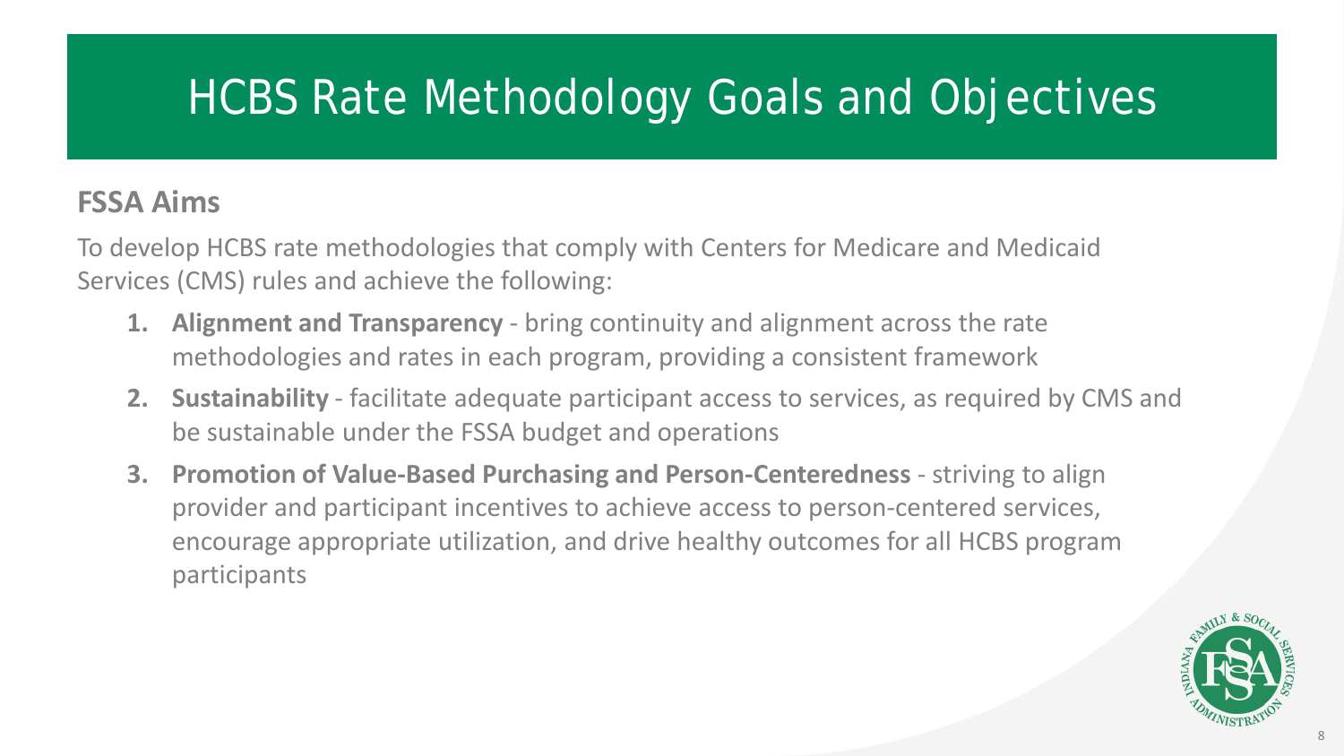# HCBS Rate Methodology Goals and Objectives

## FSSA Aims

To develop HCBS rate methodologies that comply with Centers for Medicare and Medicaid Services (CMS) rules and achieve the following:

1. **Alignment and Transparency** - bring continuity and alignment across the rate methodologies and rates in each program, providing a consistent framework
2. **Sustainability** - facilitate adequate participant access to services, as required by CMS and be sustainable under the FSSA budget and operations
3. **Promotion of Value-Based Purchasing and Person-Centeredness** - striving to align provider and participant incentives to achieve access to person-centered services, encourage appropriate utilization, and drive healthy outcomes for all HCBS program participants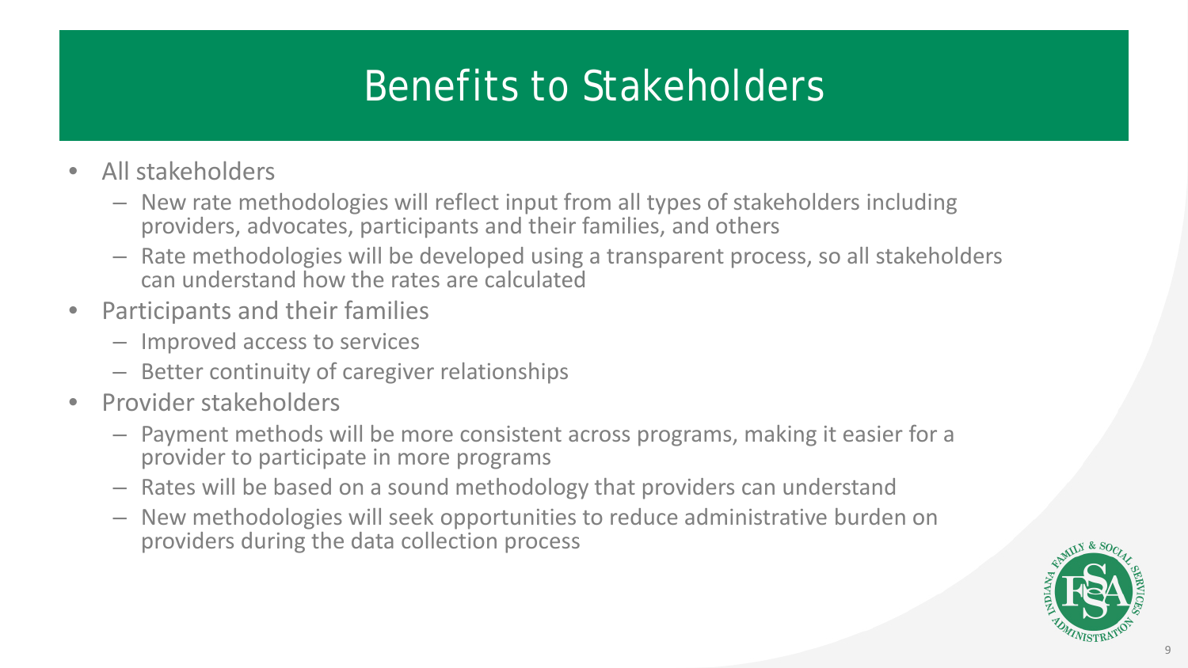# Benefits to Stakeholders

- All stakeholders
  - New rate methodologies will reflect input from all types of stakeholders including providers, advocates, participants and their families, and others
  - Rate methodologies will be developed using a transparent process, so all stakeholders can understand how the rates are calculated
- Participants and their families
  - Improved access to services
  - Better continuity of caregiver relationships
- Provider stakeholders
  - Payment methods will be more consistent across programs, making it easier for a provider to participate in more programs
  - Rates will be based on a sound methodology that providers can understand
  - New methodologies will seek opportunities to reduce administrative burden on providers during the data collection process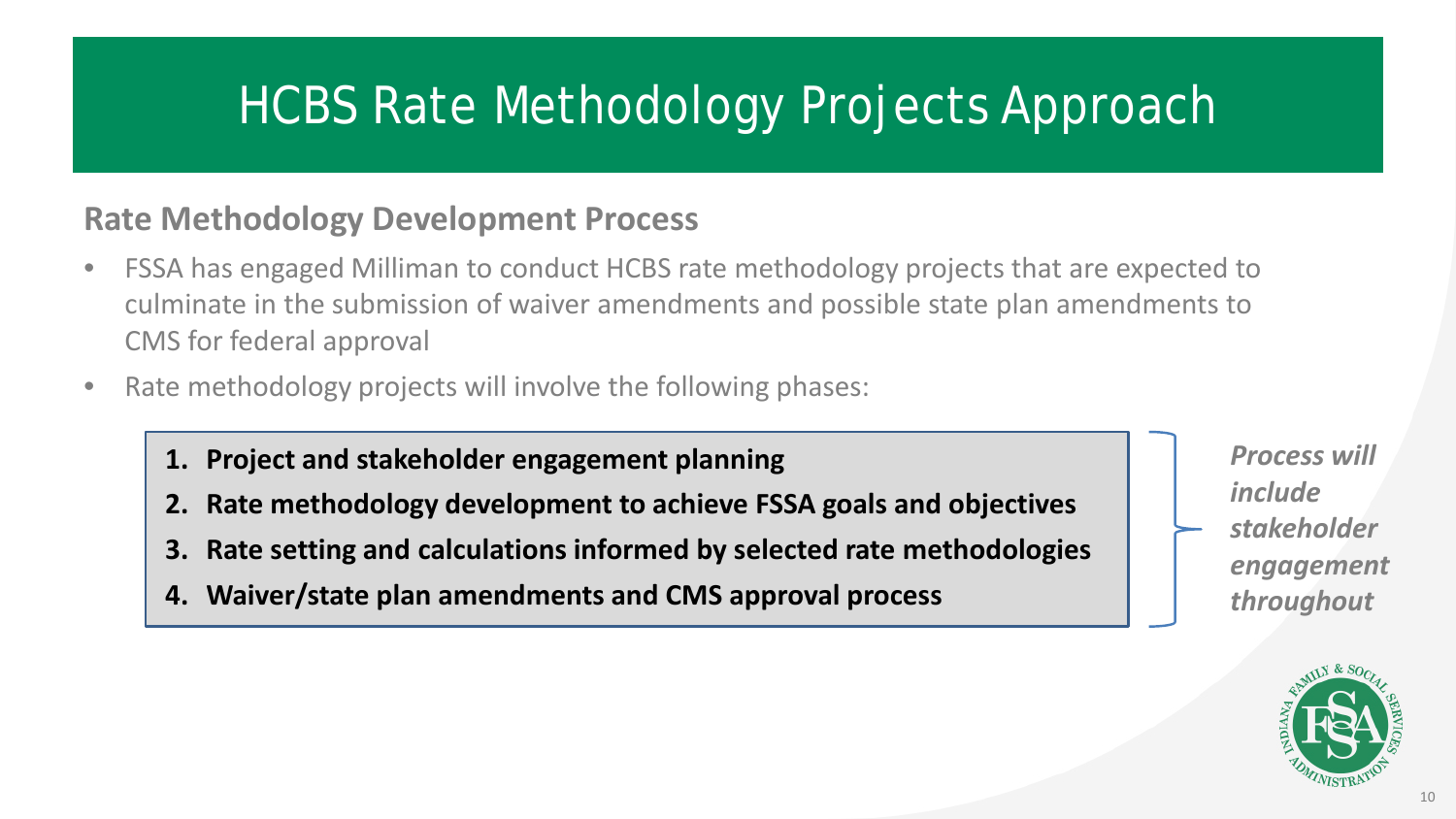# HCBS Rate Methodology Projects Approach

## Rate Methodology Development Process

- FSSA has engaged Milliman to conduct HCBS rate methodology projects that are expected to culminate in the submission of waiver amendments and possible state plan amendments to CMS for federal approval
- Rate methodology projects will involve the following phases:

1. **Project and stakeholder engagement planning**
2. **Rate methodology development to achieve FSSA goals and objectives**
3. **Rate setting and calculations informed by selected rate methodologies**
4. **Waiver/state plan amendments and CMS approval process**

***Process will include stakeholder engagement throughout***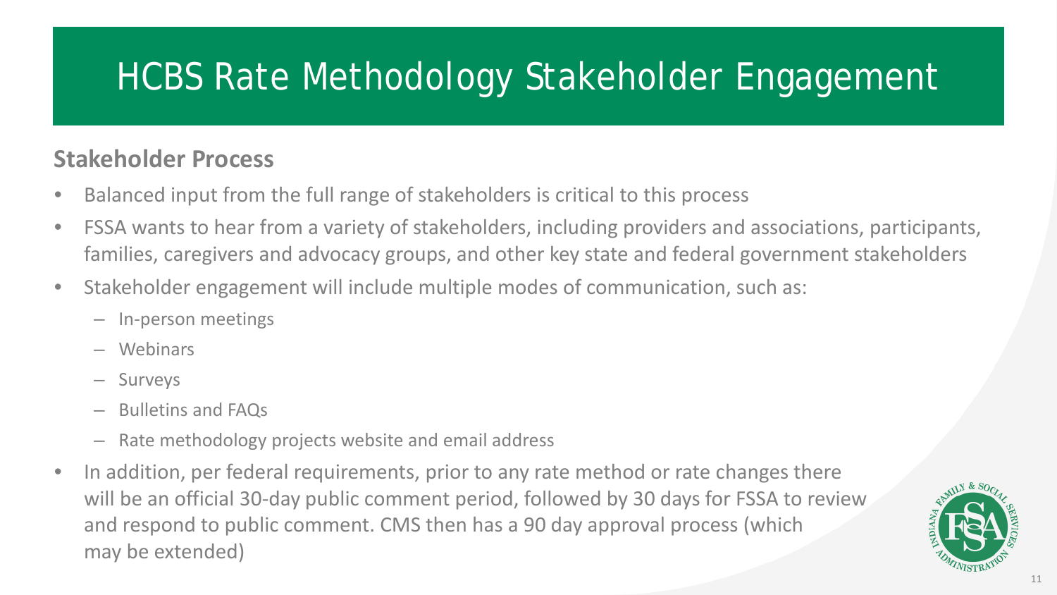# HCBS Rate Methodology Stakeholder Engagement

## Stakeholder Process

- Balanced input from the full range of stakeholders is critical to this process
- FSSA wants to hear from a variety of stakeholders, including providers and associations, participants, families, caregivers and advocacy groups, and other key state and federal government stakeholders
- Stakeholder engagement will include multiple modes of communication, such as:
  - In-person meetings
  - Webinars
  - Surveys
  - Bulletins and FAQs
  - Rate methodology projects website and email address
- In addition, per federal requirements, prior to any rate method or rate changes there will be an official 30-day public comment period, followed by 30 days for FSSA to review and respond to public comment. CMS then has a 90 day approval process (which may be extended)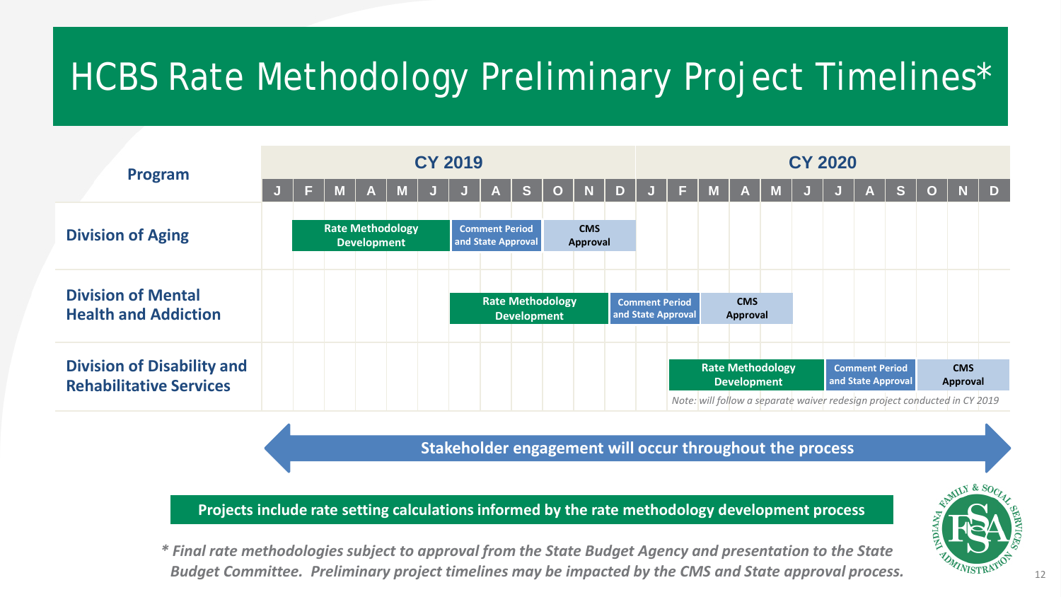# HCBS Rate Methodology Preliminary Project Timelines*

| Program | CY 2019 | CY 2020 |
|---|---|---|
| **Division of Aging** | Rate Methodology Development (Feb–Jun); Comment Period and State Approval (Jul–Sep); CMS Approval (Oct–Dec) | |
| **Division of Mental Health and Addiction** | Rate Methodology Development (Jul–Nov); Comment Period and State Approval (Dec) | Comment Period and State Approval (Jan–Feb); CMS Approval (Mar–May) |
| **Division of Disability and Rehabilitative Services** | | Rate Methodology Development (Feb–Jun); Comment Period and State Approval (Jul–Sep); CMS Approval (Oct–Dec) *Note: will follow a separate waiver redesign project conducted in CY 2019* |

**Stakeholder engagement will occur throughout the process**

**Projects include rate setting calculations informed by the rate methodology development process**

***\* Final rate methodologies subject to approval from the State Budget Agency and presentation to the State Budget Committee. Preliminary project timelines may be impacted by the CMS and State approval process.***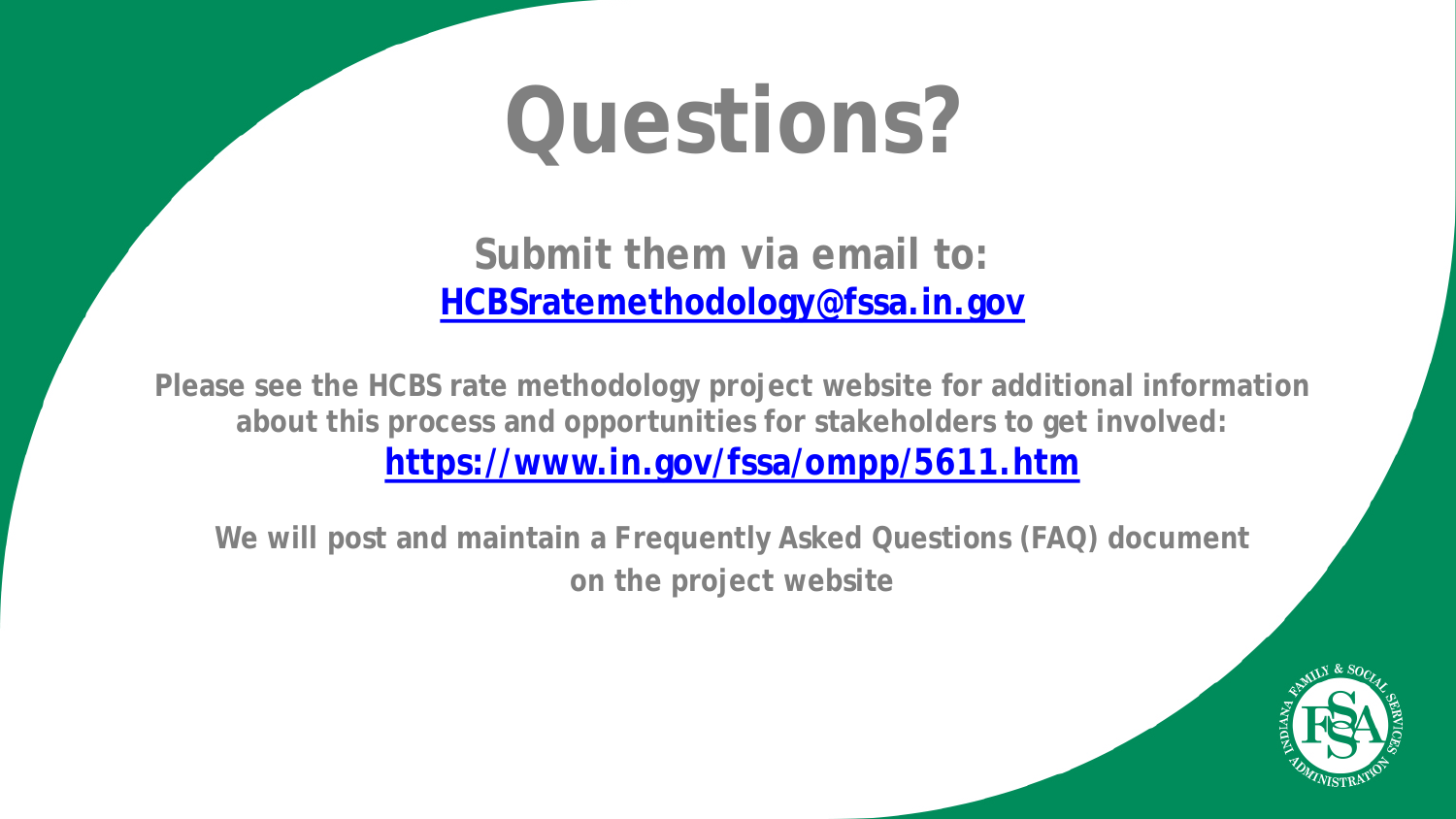# Questions?

**Submit them via email to:**
**[HCBSratemethodology@fssa.in.gov](mailto:HCBSratemethodology@fssa.in.gov)**

**Please see the HCBS rate methodology project website for additional information about this process and opportunities for stakeholders to get involved:**
**[https://www.in.gov/fssa/ompp/5611.htm](https://www.in.gov/fssa/ompp/5611.htm)**

**We will post and maintain a Frequently Asked Questions (FAQ) document on the project website**